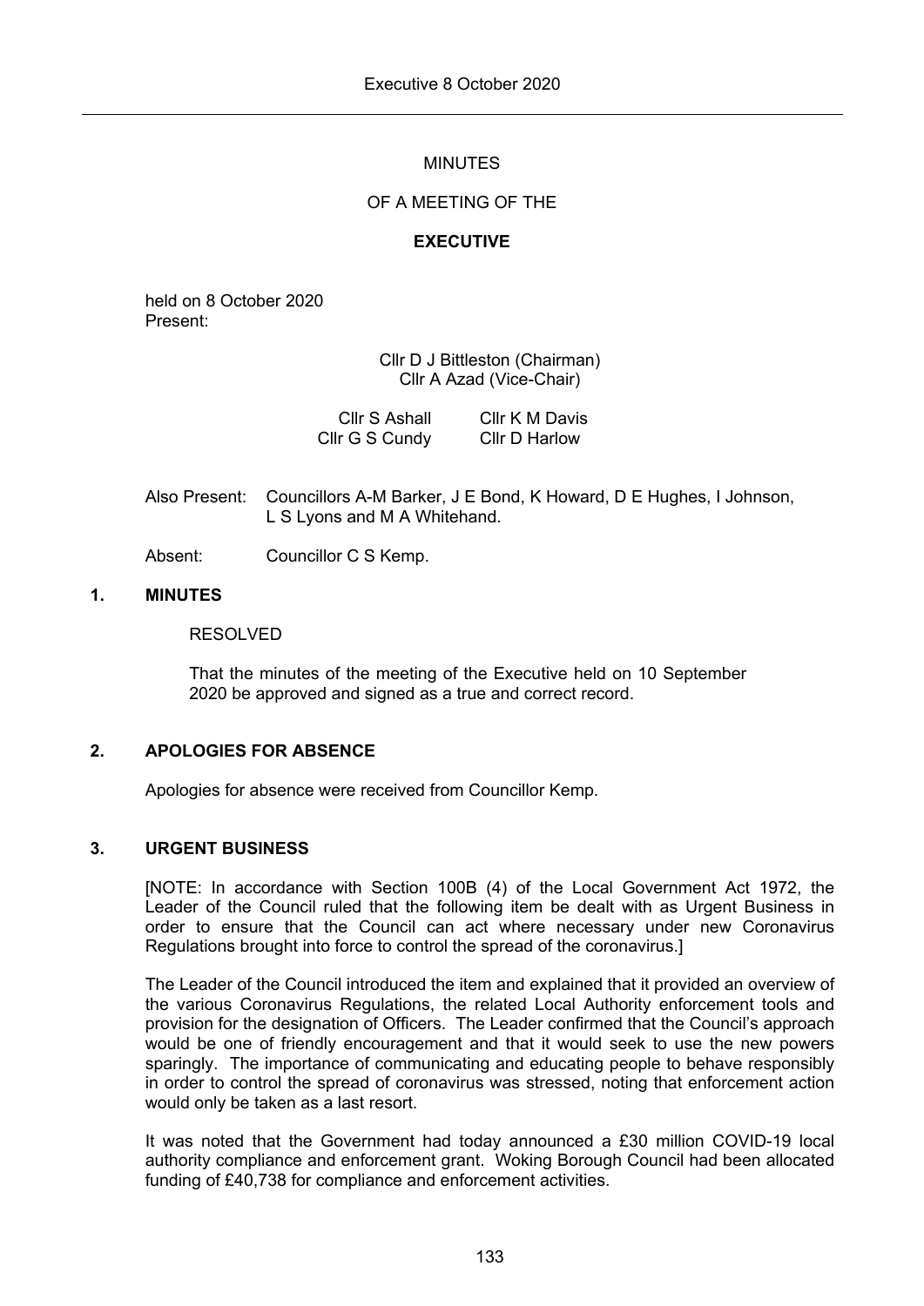# MINUTES

## OF A MEETING OF THE

## EXECUTIVE

held on 8 October 2020
Present:

Cllr D J Bittleston (Chairman)
Cllr A Azad (Vice-Chair)

| | |
|---|---|
| Cllr S Ashall | Cllr K M Davis |
| Cllr G S Cundy | Cllr D Harlow |

Also Present: Councillors A-M Barker, J E Bond, K Howard, D E Hughes, I Johnson, L S Lyons and M A Whitehand.

Absent: Councillor C S Kemp.

### 1. MINUTES

RESOLVED

That the minutes of the meeting of the Executive held on 10 September 2020 be approved and signed as a true and correct record.

### 2. APOLOGIES FOR ABSENCE

Apologies for absence were received from Councillor Kemp.

### 3. URGENT BUSINESS

[NOTE: In accordance with Section 100B (4) of the Local Government Act 1972, the Leader of the Council ruled that the following item be dealt with as Urgent Business in order to ensure that the Council can act where necessary under new Coronavirus Regulations brought into force to control the spread of the coronavirus.]

The Leader of the Council introduced the item and explained that it provided an overview of the various Coronavirus Regulations, the related Local Authority enforcement tools and provision for the designation of Officers. The Leader confirmed that the Council's approach would be one of friendly encouragement and that it would seek to use the new powers sparingly. The importance of communicating and educating people to behave responsibly in order to control the spread of coronavirus was stressed, noting that enforcement action would only be taken as a last resort.

It was noted that the Government had today announced a £30 million COVID-19 local authority compliance and enforcement grant. Woking Borough Council had been allocated funding of £40,738 for compliance and enforcement activities.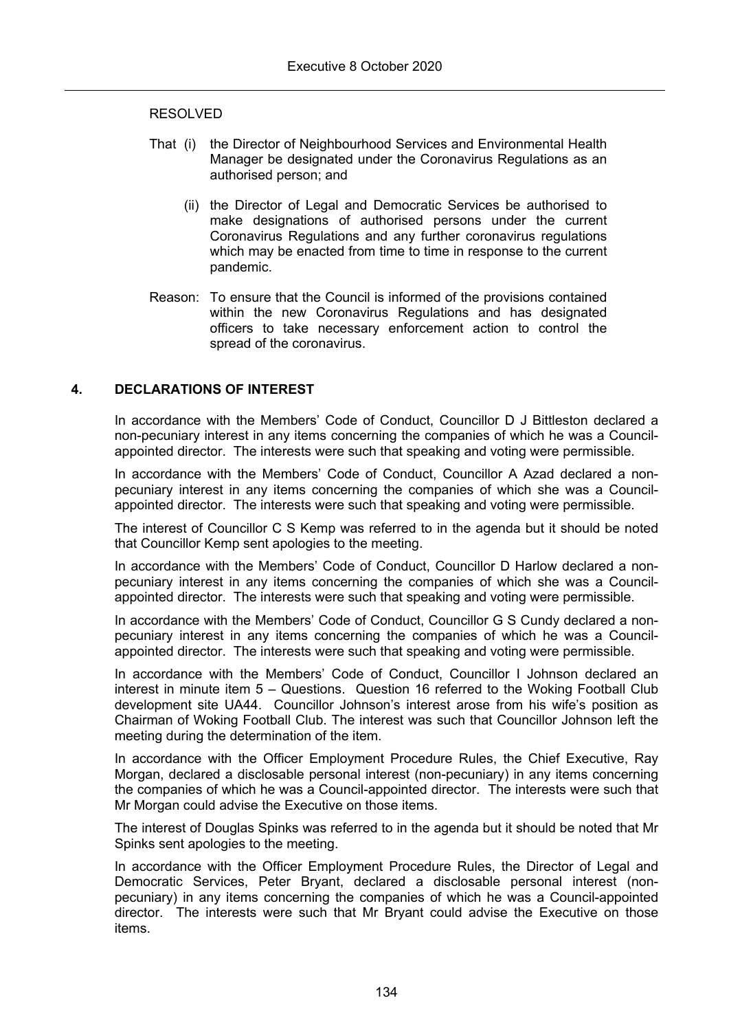RESOLVED

That (i) the Director of Neighbourhood Services and Environmental Health Manager be designated under the Coronavirus Regulations as an authorised person; and

(ii) the Director of Legal and Democratic Services be authorised to make designations of authorised persons under the current Coronavirus Regulations and any further coronavirus regulations which may be enacted from time to time in response to the current pandemic.

Reason: To ensure that the Council is informed of the provisions contained within the new Coronavirus Regulations and has designated officers to take necessary enforcement action to control the spread of the coronavirus.

## 4. DECLARATIONS OF INTEREST

In accordance with the Members' Code of Conduct, Councillor D J Bittleston declared a non-pecuniary interest in any items concerning the companies of which he was a Council-appointed director. The interests were such that speaking and voting were permissible.

In accordance with the Members' Code of Conduct, Councillor A Azad declared a non-pecuniary interest in any items concerning the companies of which she was a Council-appointed director. The interests were such that speaking and voting were permissible.

The interest of Councillor C S Kemp was referred to in the agenda but it should be noted that Councillor Kemp sent apologies to the meeting.

In accordance with the Members' Code of Conduct, Councillor D Harlow declared a non-pecuniary interest in any items concerning the companies of which she was a Council-appointed director. The interests were such that speaking and voting were permissible.

In accordance with the Members' Code of Conduct, Councillor G S Cundy declared a non-pecuniary interest in any items concerning the companies of which he was a Council-appointed director. The interests were such that speaking and voting were permissible.

In accordance with the Members' Code of Conduct, Councillor I Johnson declared an interest in minute item 5 – Questions. Question 16 referred to the Woking Football Club development site UA44. Councillor Johnson's interest arose from his wife's position as Chairman of Woking Football Club. The interest was such that Councillor Johnson left the meeting during the determination of the item.

In accordance with the Officer Employment Procedure Rules, the Chief Executive, Ray Morgan, declared a disclosable personal interest (non-pecuniary) in any items concerning the companies of which he was a Council-appointed director. The interests were such that Mr Morgan could advise the Executive on those items.

The interest of Douglas Spinks was referred to in the agenda but it should be noted that Mr Spinks sent apologies to the meeting.

In accordance with the Officer Employment Procedure Rules, the Director of Legal and Democratic Services, Peter Bryant, declared a disclosable personal interest (non-pecuniary) in any items concerning the companies of which he was a Council-appointed director. The interests were such that Mr Bryant could advise the Executive on those items.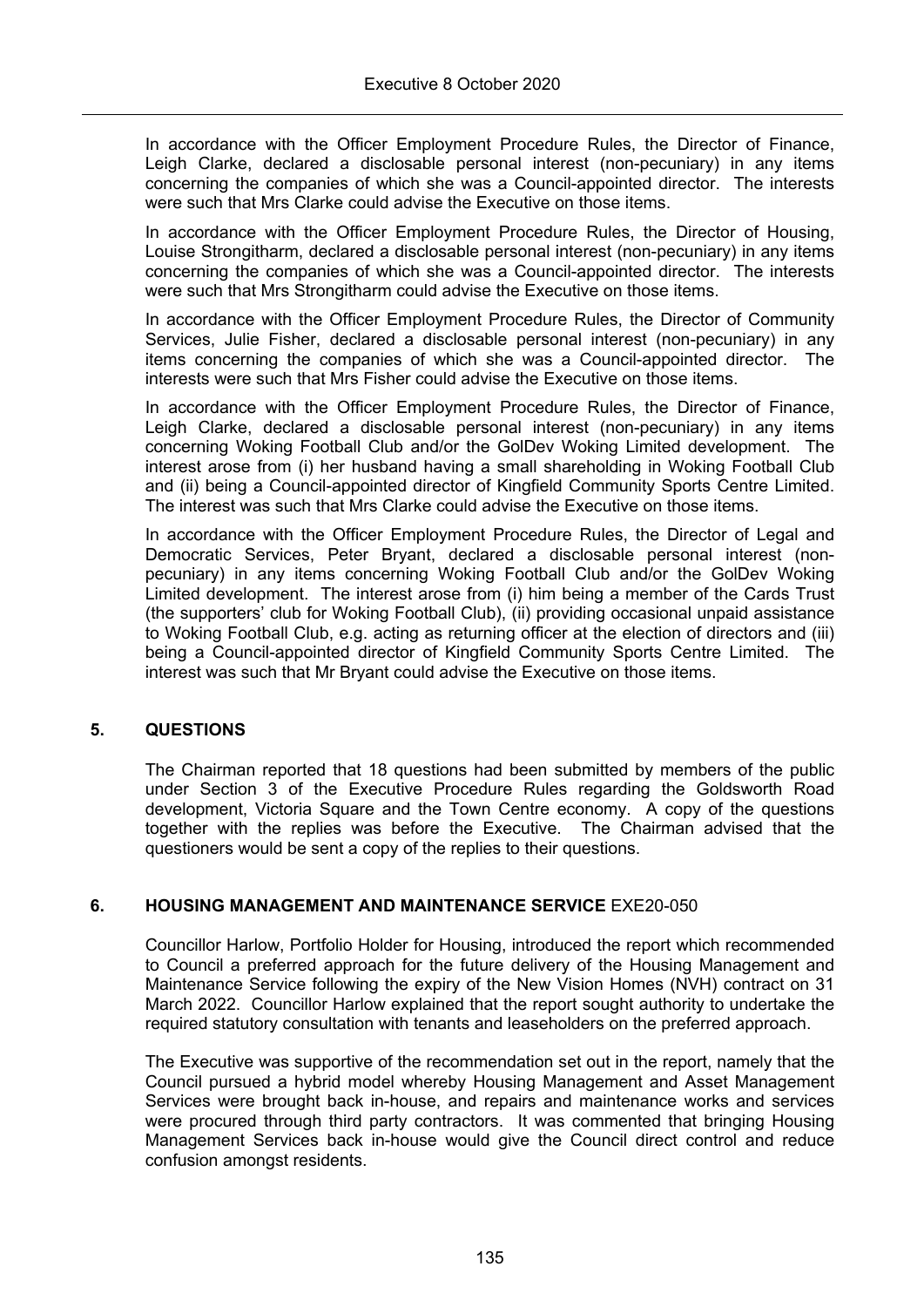In accordance with the Officer Employment Procedure Rules, the Director of Finance, Leigh Clarke, declared a disclosable personal interest (non-pecuniary) in any items concerning the companies of which she was a Council-appointed director. The interests were such that Mrs Clarke could advise the Executive on those items.

In accordance with the Officer Employment Procedure Rules, the Director of Housing, Louise Strongitharm, declared a disclosable personal interest (non-pecuniary) in any items concerning the companies of which she was a Council-appointed director. The interests were such that Mrs Strongitharm could advise the Executive on those items.

In accordance with the Officer Employment Procedure Rules, the Director of Community Services, Julie Fisher, declared a disclosable personal interest (non-pecuniary) in any items concerning the companies of which she was a Council-appointed director. The interests were such that Mrs Fisher could advise the Executive on those items.

In accordance with the Officer Employment Procedure Rules, the Director of Finance, Leigh Clarke, declared a disclosable personal interest (non-pecuniary) in any items concerning Woking Football Club and/or the GolDev Woking Limited development. The interest arose from (i) her husband having a small shareholding in Woking Football Club and (ii) being a Council-appointed director of Kingfield Community Sports Centre Limited. The interest was such that Mrs Clarke could advise the Executive on those items.

In accordance with the Officer Employment Procedure Rules, the Director of Legal and Democratic Services, Peter Bryant, declared a disclosable personal interest (non-pecuniary) in any items concerning Woking Football Club and/or the GolDev Woking Limited development. The interest arose from (i) him being a member of the Cards Trust (the supporters' club for Woking Football Club), (ii) providing occasional unpaid assistance to Woking Football Club, e.g. acting as returning officer at the election of directors and (iii) being a Council-appointed director of Kingfield Community Sports Centre Limited. The interest was such that Mr Bryant could advise the Executive on those items.

## 5. QUESTIONS

The Chairman reported that 18 questions had been submitted by members of the public under Section 3 of the Executive Procedure Rules regarding the Goldsworth Road development, Victoria Square and the Town Centre economy. A copy of the questions together with the replies was before the Executive. The Chairman advised that the questioners would be sent a copy of the replies to their questions.

## 6. HOUSING MANAGEMENT AND MAINTENANCE SERVICE EXE20-050

Councillor Harlow, Portfolio Holder for Housing, introduced the report which recommended to Council a preferred approach for the future delivery of the Housing Management and Maintenance Service following the expiry of the New Vision Homes (NVH) contract on 31 March 2022. Councillor Harlow explained that the report sought authority to undertake the required statutory consultation with tenants and leaseholders on the preferred approach.

The Executive was supportive of the recommendation set out in the report, namely that the Council pursued a hybrid model whereby Housing Management and Asset Management Services were brought back in-house, and repairs and maintenance works and services were procured through third party contractors. It was commented that bringing Housing Management Services back in-house would give the Council direct control and reduce confusion amongst residents.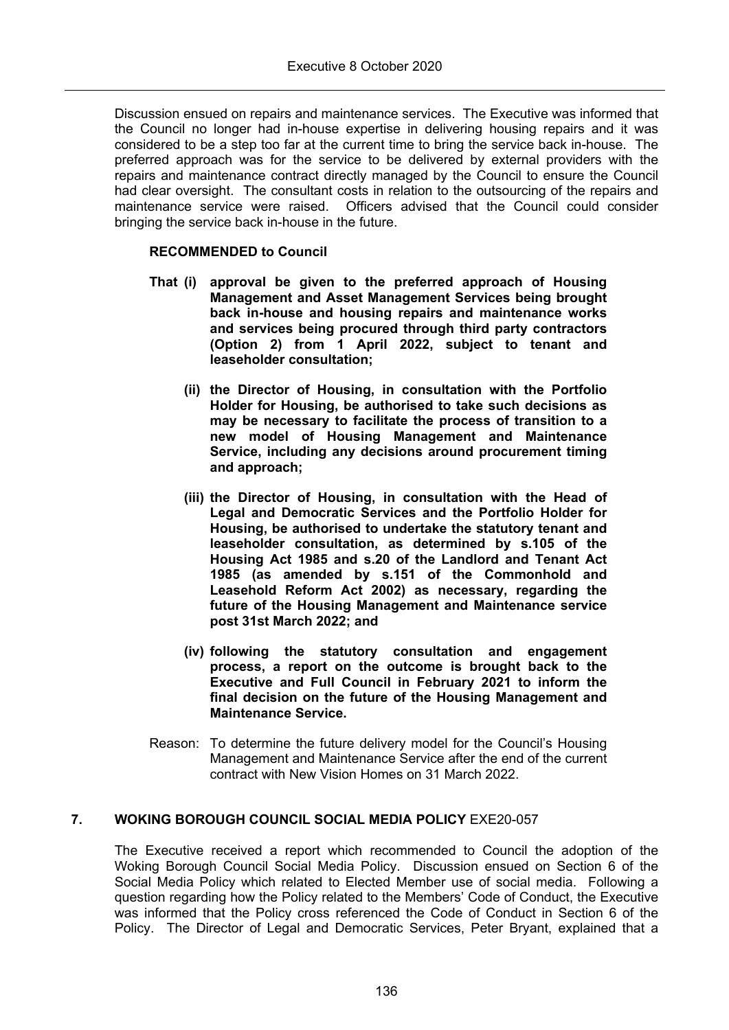Discussion ensued on repairs and maintenance services. The Executive was informed that the Council no longer had in-house expertise in delivering housing repairs and it was considered to be a step too far at the current time to bring the service back in-house. The preferred approach was for the service to be delivered by external providers with the repairs and maintenance contract directly managed by the Council to ensure the Council had clear oversight. The consultant costs in relation to the outsourcing of the repairs and maintenance service were raised. Officers advised that the Council could consider bringing the service back in-house in the future.

**RECOMMENDED to Council**

**That (i) approval be given to the preferred approach of Housing Management and Asset Management Services being brought back in-house and housing repairs and maintenance works and services being procured through third party contractors (Option 2) from 1 April 2022, subject to tenant and leaseholder consultation;**

**(ii) the Director of Housing, in consultation with the Portfolio Holder for Housing, be authorised to take such decisions as may be necessary to facilitate the process of transition to a new model of Housing Management and Maintenance Service, including any decisions around procurement timing and approach;**

**(iii) the Director of Housing, in consultation with the Head of Legal and Democratic Services and the Portfolio Holder for Housing, be authorised to undertake the statutory tenant and leaseholder consultation, as determined by s.105 of the Housing Act 1985 and s.20 of the Landlord and Tenant Act 1985 (as amended by s.151 of the Commonhold and Leasehold Reform Act 2002) as necessary, regarding the future of the Housing Management and Maintenance service post 31st March 2022; and**

**(iv) following the statutory consultation and engagement process, a report on the outcome is brought back to the Executive and Full Council in February 2021 to inform the final decision on the future of the Housing Management and Maintenance Service.**

Reason: To determine the future delivery model for the Council's Housing Management and Maintenance Service after the end of the current contract with New Vision Homes on 31 March 2022.

## 7. WOKING BOROUGH COUNCIL SOCIAL MEDIA POLICY EXE20-057

The Executive received a report which recommended to Council the adoption of the Woking Borough Council Social Media Policy. Discussion ensued on Section 6 of the Social Media Policy which related to Elected Member use of social media. Following a question regarding how the Policy related to the Members' Code of Conduct, the Executive was informed that the Policy cross referenced the Code of Conduct in Section 6 of the Policy. The Director of Legal and Democratic Services, Peter Bryant, explained that a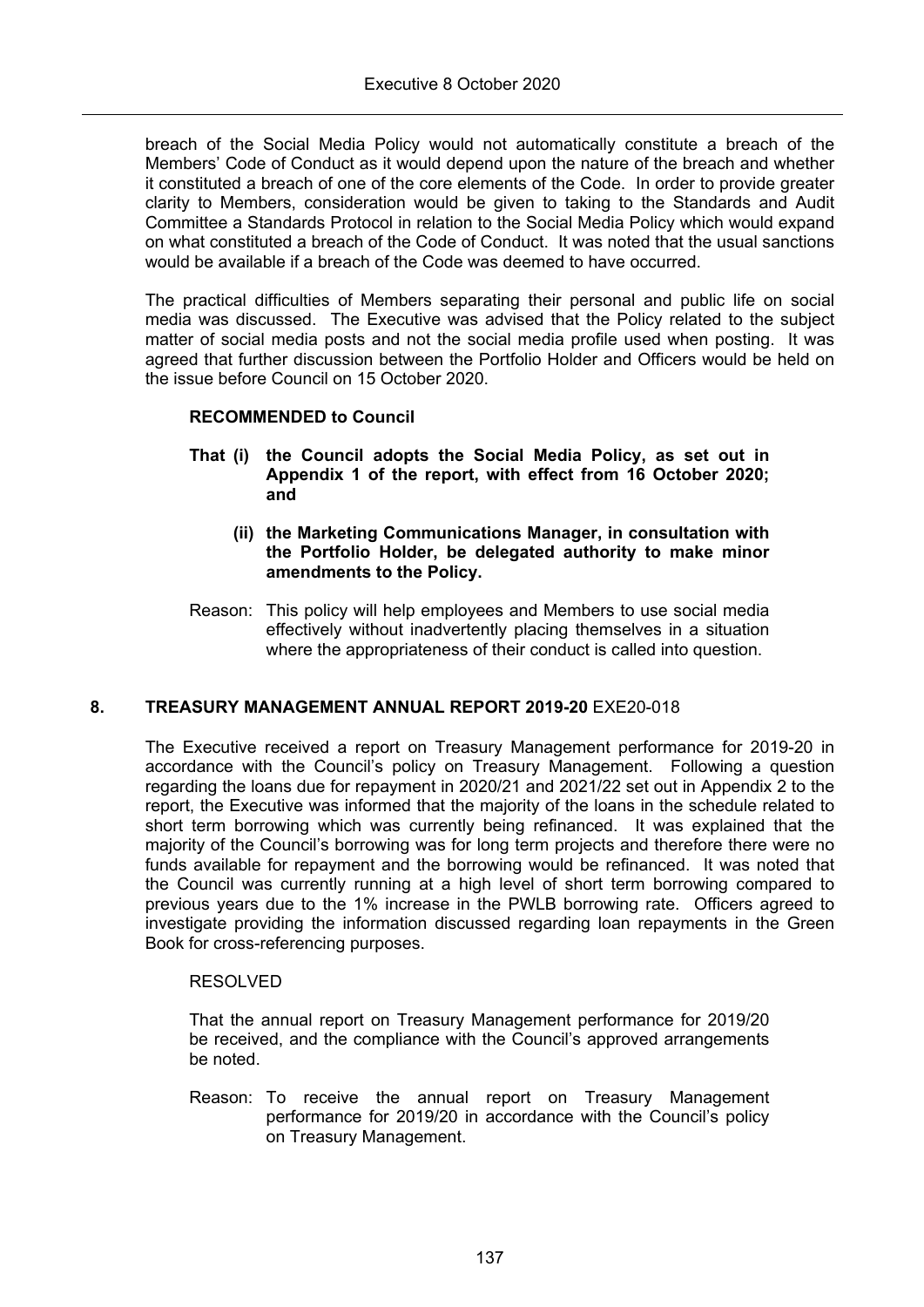breach of the Social Media Policy would not automatically constitute a breach of the Members' Code of Conduct as it would depend upon the nature of the breach and whether it constituted a breach of one of the core elements of the Code. In order to provide greater clarity to Members, consideration would be given to taking to the Standards and Audit Committee a Standards Protocol in relation to the Social Media Policy which would expand on what constituted a breach of the Code of Conduct. It was noted that the usual sanctions would be available if a breach of the Code was deemed to have occurred.

The practical difficulties of Members separating their personal and public life on social media was discussed. The Executive was advised that the Policy related to the subject matter of social media posts and not the social media profile used when posting. It was agreed that further discussion between the Portfolio Holder and Officers would be held on the issue before Council on 15 October 2020.

**RECOMMENDED to Council**

**That (i) the Council adopts the Social Media Policy, as set out in Appendix 1 of the report, with effect from 16 October 2020; and**

**(ii) the Marketing Communications Manager, in consultation with the Portfolio Holder, be delegated authority to make minor amendments to the Policy.**

Reason: This policy will help employees and Members to use social media effectively without inadvertently placing themselves in a situation where the appropriateness of their conduct is called into question.

## 8. TREASURY MANAGEMENT ANNUAL REPORT 2019-20 EXE20-018

The Executive received a report on Treasury Management performance for 2019-20 in accordance with the Council's policy on Treasury Management. Following a question regarding the loans due for repayment in 2020/21 and 2021/22 set out in Appendix 2 to the report, the Executive was informed that the majority of the loans in the schedule related to short term borrowing which was currently being refinanced. It was explained that the majority of the Council's borrowing was for long term projects and therefore there were no funds available for repayment and the borrowing would be refinanced. It was noted that the Council was currently running at a high level of short term borrowing compared to previous years due to the 1% increase in the PWLB borrowing rate. Officers agreed to investigate providing the information discussed regarding loan repayments in the Green Book for cross-referencing purposes.

RESOLVED

That the annual report on Treasury Management performance for 2019/20 be received, and the compliance with the Council's approved arrangements be noted.

Reason: To receive the annual report on Treasury Management performance for 2019/20 in accordance with the Council's policy on Treasury Management.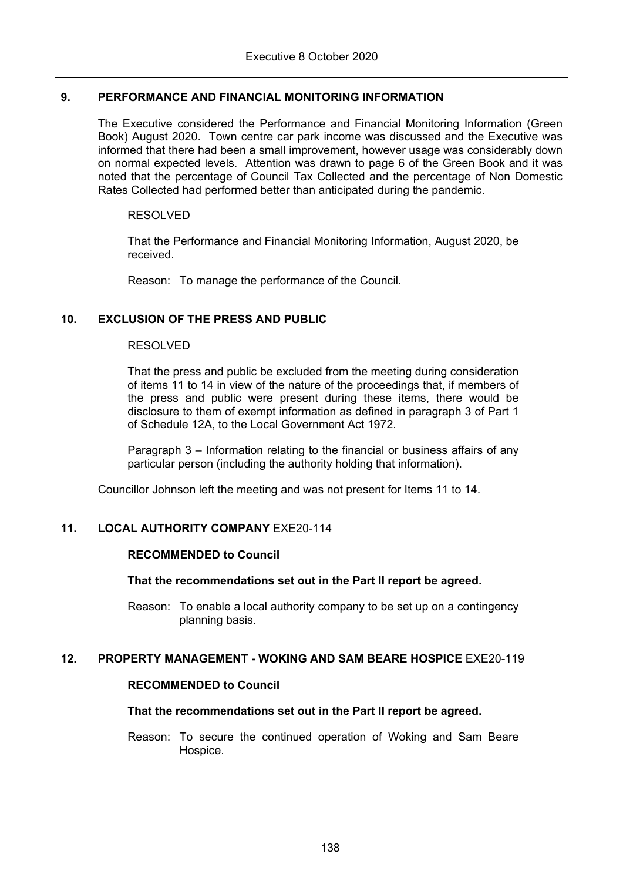## 9. PERFORMANCE AND FINANCIAL MONITORING INFORMATION

The Executive considered the Performance and Financial Monitoring Information (Green Book) August 2020. Town centre car park income was discussed and the Executive was informed that there had been a small improvement, however usage was considerably down on normal expected levels. Attention was drawn to page 6 of the Green Book and it was noted that the percentage of Council Tax Collected and the percentage of Non Domestic Rates Collected had performed better than anticipated during the pandemic.

RESOLVED

That the Performance and Financial Monitoring Information, August 2020, be received.

Reason: To manage the performance of the Council.

## 10. EXCLUSION OF THE PRESS AND PUBLIC

RESOLVED

That the press and public be excluded from the meeting during consideration of items 11 to 14 in view of the nature of the proceedings that, if members of the press and public were present during these items, there would be disclosure to them of exempt information as defined in paragraph 3 of Part 1 of Schedule 12A, to the Local Government Act 1972.

Paragraph 3 – Information relating to the financial or business affairs of any particular person (including the authority holding that information).

Councillor Johnson left the meeting and was not present for Items 11 to 14.

## 11. LOCAL AUTHORITY COMPANY EXE20-114

**RECOMMENDED to Council**

**That the recommendations set out in the Part II report be agreed.**

Reason: To enable a local authority company to be set up on a contingency planning basis.

## 12. PROPERTY MANAGEMENT - WOKING AND SAM BEARE HOSPICE EXE20-119

**RECOMMENDED to Council**

**That the recommendations set out in the Part II report be agreed.**

Reason: To secure the continued operation of Woking and Sam Beare Hospice.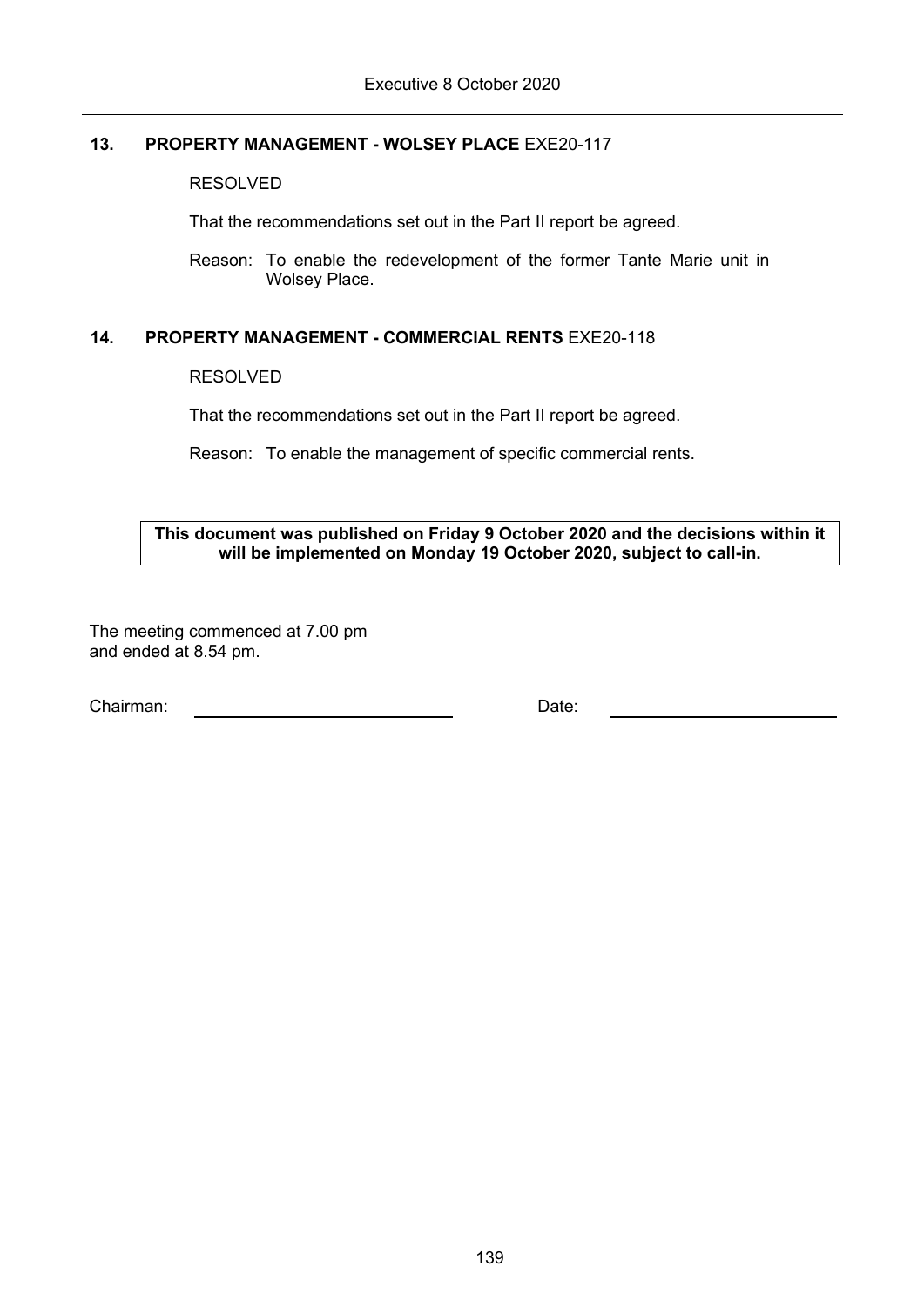## 13. PROPERTY MANAGEMENT - WOLSEY PLACE EXE20-117

RESOLVED

That the recommendations set out in the Part II report be agreed.

Reason: To enable the redevelopment of the former Tante Marie unit in Wolsey Place.

## 14. PROPERTY MANAGEMENT - COMMERCIAL RENTS EXE20-118

RESOLVED

That the recommendations set out in the Part II report be agreed.

Reason: To enable the management of specific commercial rents.

**This document was published on Friday 9 October 2020 and the decisions within it will be implemented on Monday 19 October 2020, subject to call-in.**

The meeting commenced at 7.00 pm
and ended at 8.54 pm.

Chairman: ____________________ Date: ____________________